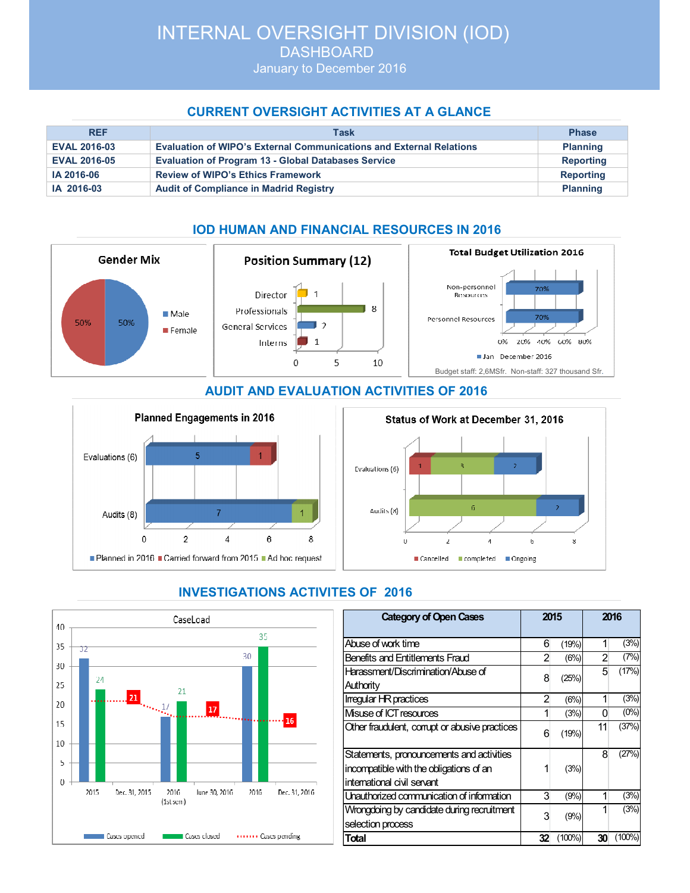# INTERNAL OVERSIGHT DIVISION (IOD)

## DASHBOARD

January to December 2016

## CURRENT OVERSIGHT ACTIVITIES AT A GLANCE

| REF | Task | Phase |
|---|---|---|
| EVAL 2016-03 | Evaluation of WIPO's External Communications and External Relations | Planning |
| EVAL 2016-05 | Evaluation of Program 13 - Global Databases Service | Reporting |
| IA 2016-06 | Review of WIPO's Ethics Framework | Reporting |
| IA 2016-03 | Audit of Compliance in Madrid Registry | Planning |

## IOD HUMAN AND FINANCIAL RESOURCES IN 2016

**Gender Mix**

- Male: 50%
- Female: 50%

**Position Summary (12)**

- Director: 1
- Professionals: 8
- General Services: 2
- Interns: 1

**Total Budget Utilization 2016**

- Non-personnel Resources: 70%
- Personnel Resources: 70%

Jan December 2016

Budget staff: 2,6MSfr. Non-staff: 327 thousand Sfr.

## AUDIT AND EVALUATION ACTIVITIES OF 2016

**Planned Engagements in 2016**

| | Planned in 2016 | Carried forward from 2015 | Ad hoc request |
|---|---|---|---|
| Evaluations (6) | 5 | 1 | |
| Audits (8) | 7 | | 1 |

**Status of Work at December 31, 2016**

| | Cancelled | completed | Ongoing |
|---|---|---|---|
| Evaluations (6) | 1 | 3 | 2 |
| Audits (8) | | 6 | 2 |

## INVESTIGATIONS ACTIVITES OF 2016

**CaseLoad**

| | Cases opened | Cases closed | Cases pending |
|---|---|---|---|
| 2015 | 32 | 24 | |
| Dec. 31, 2015 | | | 21 |
| 2016 (1st sem) | 17 | 21 | |
| June 30, 2016 | | | 17 |
| 2016 | 30 | 35 | |
| Dec. 31, 2016 | | | 16 |

| Category of Open Cases | 2015 | | 2016 | |
|---|---|---|---|---|
| Abuse of work time | 6 | (19%) | 1 | (3%) |
| Benefits and Entitlements Fraud | 2 | (6%) | 2 | (7%) |
| Harassment/Discrimination/Abuse of Authority | 8 | (25%) | 5 | (17%) |
| Irregular HR practices | 2 | (6%) | 1 | (3%) |
| Misuse of ICT resources | 1 | (3%) | 0 | (0%) |
| Other fraudulent, corrupt or abusive practices | 6 | (19%) | 11 | (37%) |
| Statements, pronouncements and activities incompatible with the obligations of an international civil servant | 1 | (3%) | 8 | (27%) |
| Unauthorized communication of information | 3 | (9%) | 1 | (3%) |
| Wrongdoing by candidate during recruitment selection process | 3 | (9%) | 1 | (3%) |
| **Total** | **32** | (100%) | **30** | (100%) |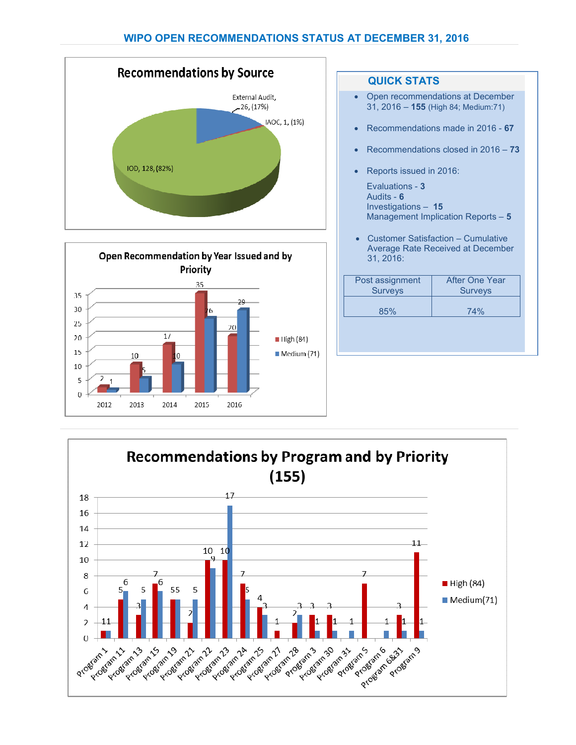# WIPO OPEN RECOMMENDATIONS STATUS AT DECEMBER 31, 2016

**Recommendations by Source**

External Audit, 26, (17%)
IAOC, 1, (1%)
IOD, 128, (82%)

**Open Recommendation by Year Issued and by Priority**

35
30
25
20
15
10
5
0

2012: 2, 1
2013: 10, 5
2014: 17, 10
2015: 35, 26
2016: 20, 29

High (84)
Medium (71)

## QUICK STATS

- Open recommendations at December 31, 2016 – **155** (High 84; Medium:71)
- Recommendations made in 2016 - **67**
- Recommendations closed in 2016 – **73**
- Reports issued in 2016:

  Evaluations - **3**
  Audits - **6**
  Investigations – **15**
  Management Implication Reports – **5**

- Customer Satisfaction – Cumulative Average Rate Received at December 31, 2016:

| Post assignment Surveys | After One Year Surveys |
|---|---|
| 85% | 74% |

**Recommendations by Program and by Priority (155)**

18
16
14
12
10
8
6
4
2
0

Program 1: 1, 1
Program 11: 5, 6
Program 13: 3, 5
Program 15: 7, 6
Program 19: 5, 5
Program 21: 2, 5
Program 22: 10, 9
Program 23: 10, 17
Program 24: 7, 5
Program 25: 4, 3
Program 27: 1
Program 28: 2, 3
Program 3: 3, 1
Program 30: 3, 1
Program 31: 1
Program 5: 7
Program 6: 1
Program 6&31: 3, 1
Program 9: 11, 1

High (84)
Medium(71)